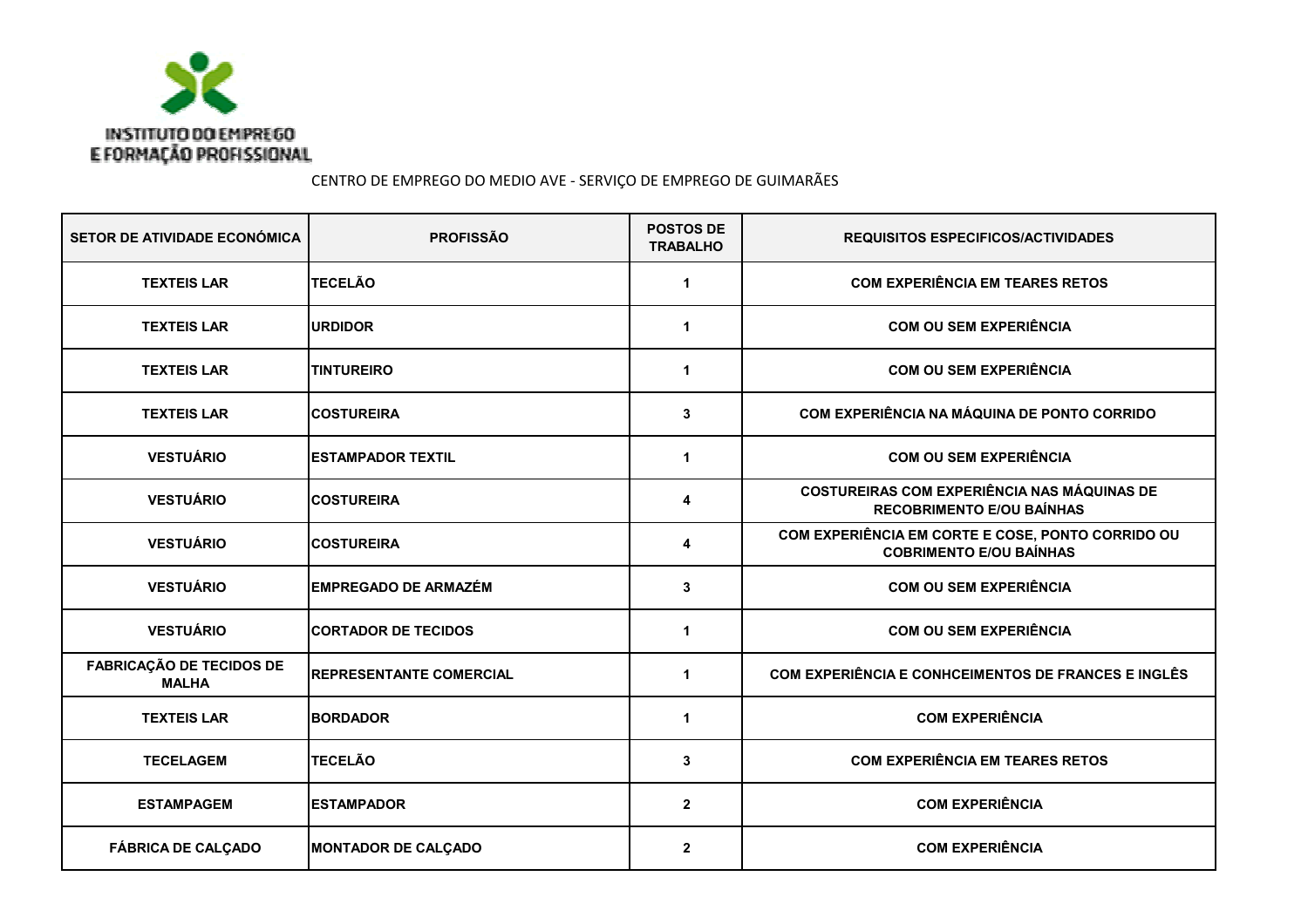INSTITUTO DO EMPREGO E FORMAÇÃO PROFISSIONAL

CENTRO DE EMPREGO DO MEDIO AVE - SERVIÇO DE EMPREGO DE GUIMARÃES

| SETOR DE ATIVIDADE ECONÓMICA | PROFISSÃO | POSTOS DE TRABALHO | REQUISITOS ESPECIFICOS/ACTIVIDADES |
| --- | --- | --- | --- |
| TEXTEIS LAR | TECELÃO | 1 | COM EXPERIÊNCIA EM TEARES RETOS |
| TEXTEIS LAR | URDIDOR | 1 | COM OU SEM EXPERIÊNCIA |
| TEXTEIS LAR | TINTUREIRO | 1 | COM OU SEM EXPERIÊNCIA |
| TEXTEIS LAR | COSTUREIRA | 3 | COM EXPERIÊNCIA NA MÁQUINA DE PONTO CORRIDO |
| VESTUÁRIO | ESTAMPADOR TEXTIL | 1 | COM OU SEM EXPERIÊNCIA |
| VESTUÁRIO | COSTUREIRA | 4 | COSTUREIRAS COM EXPERIÊNCIA NAS MÁQUINAS DE RECOBRIMENTO E/OU BAÍNHAS |
| VESTUÁRIO | COSTUREIRA | 4 | COM EXPERIÊNCIA EM CORTE E COSE, PONTO CORRIDO OU COBRIMENTO E/OU BAÍNHAS |
| VESTUÁRIO | EMPREGADO DE ARMAZÉM | 3 | COM OU SEM EXPERIÊNCIA |
| VESTUÁRIO | CORTADOR DE TECIDOS | 1 | COM OU SEM EXPERIÊNCIA |
| FABRICAÇÃO DE TECIDOS DE MALHA | REPRESENTANTE COMERCIAL | 1 | COM EXPERIÊNCIA E CONHCEIMENTOS DE FRANCES E INGLÊS |
| TEXTEIS LAR | BORDADOR | 1 | COM EXPERIÊNCIA |
| TECELAGEM | TECELÃO | 3 | COM EXPERIÊNCIA EM TEARES RETOS |
| ESTAMPAGEM | ESTAMPADOR | 2 | COM EXPERIÊNCIA |
| FÁBRICA DE CALÇADO | MONTADOR DE CALÇADO | 2 | COM EXPERIÊNCIA |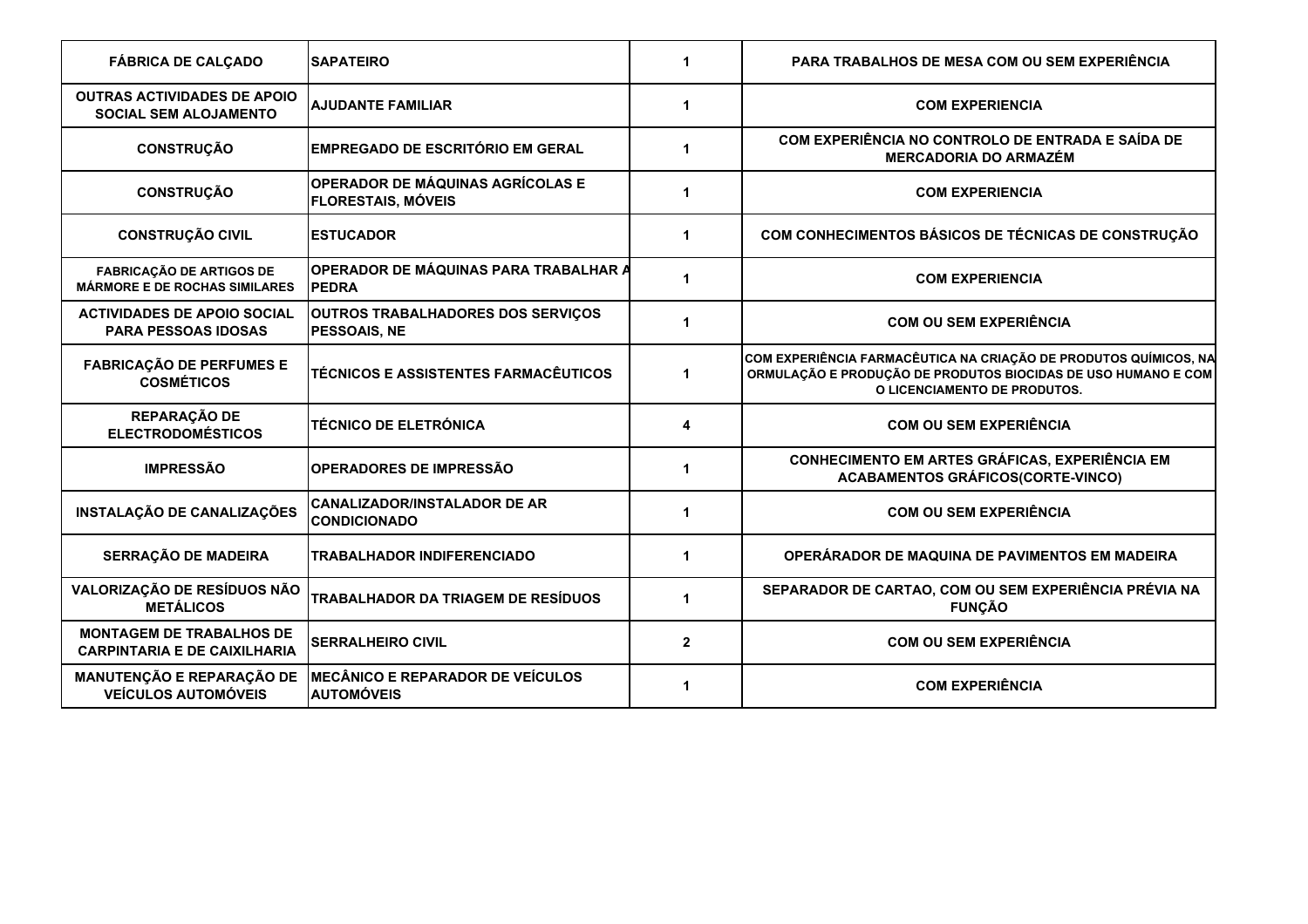| | | | |
|---|---|---|---|
| FÁBRICA DE CALÇADO | SAPATEIRO | 1 | PARA TRABALHOS DE MESA COM OU SEM EXPERIÊNCIA |
| OUTRAS ACTIVIDADES DE APOIO SOCIAL SEM ALOJAMENTO | AJUDANTE FAMILIAR | 1 | COM EXPERIENCIA |
| CONSTRUÇÃO | EMPREGADO DE ESCRITÓRIO EM GERAL | 1 | COM EXPERIÊNCIA NO CONTROLO DE ENTRADA E SAÍDA DE MERCADORIA DO ARMAZÉM |
| CONSTRUÇÃO | OPERADOR DE MÁQUINAS AGRÍCOLAS E FLORESTAIS, MÓVEIS | 1 | COM EXPERIENCIA |
| CONSTRUÇÃO CIVIL | ESTUCADOR | 1 | COM CONHECIMENTOS BÁSICOS DE TÉCNICAS DE CONSTRUÇÃO |
| FABRICAÇÃO DE ARTIGOS DE MÁRMORE E DE ROCHAS SIMILARES | OPERADOR DE MÁQUINAS PARA TRABALHAR A PEDRA | 1 | COM EXPERIENCIA |
| ACTIVIDADES DE APOIO SOCIAL PARA PESSOAS IDOSAS | OUTROS TRABALHADORES DOS SERVIÇOS PESSOAIS, NE | 1 | COM OU SEM EXPERIÊNCIA |
| FABRICAÇÃO DE PERFUMES E COSMÉTICOS | TÉCNICOS E ASSISTENTES FARMACÊUTICOS | 1 | COM EXPERIÊNCIA FARMACÊUTICA NA CRIAÇÃO DE PRODUTOS QUÍMICOS, NA ORMULAÇÃO E PRODUÇÃO DE PRODUTOS BIOCIDAS DE USO HUMANO E COM O LICENCIAMENTO DE PRODUTOS. |
| REPARAÇÃO DE ELECTRODOMÉSTICOS | TÉCNICO DE ELETRÓNICA | 4 | COM OU SEM EXPERIÊNCIA |
| IMPRESSÃO | OPERADORES DE IMPRESSÃO | 1 | CONHECIMENTO EM ARTES GRÁFICAS, EXPERIÊNCIA EM ACABAMENTOS GRÁFICOS(CORTE-VINCO) |
| INSTALAÇÃO DE CANALIZAÇÕES | CANALIZADOR/INSTALADOR DE AR CONDICIONADO | 1 | COM OU SEM EXPERIÊNCIA |
| SERRAÇÃO DE MADEIRA | TRABALHADOR INDIFERENCIADO | 1 | OPERÁRADOR DE MAQUINA DE PAVIMENTOS EM MADEIRA |
| VALORIZAÇÃO DE RESÍDUOS NÃO METÁLICOS | TRABALHADOR DA TRIAGEM DE RESÍDUOS | 1 | SEPARADOR DE CARTAO, COM OU SEM EXPERIÊNCIA PRÉVIA NA FUNÇÃO |
| MONTAGEM DE TRABALHOS DE CARPINTARIA E DE CAIXILHARIA | SERRALHEIRO CIVIL | 2 | COM OU SEM EXPERIÊNCIA |
| MANUTENÇÃO E REPARAÇÃO DE VEÍCULOS AUTOMÓVEIS | MECÂNICO E REPARADOR DE VEÍCULOS AUTOMÓVEIS | 1 | COM EXPERIÊNCIA |